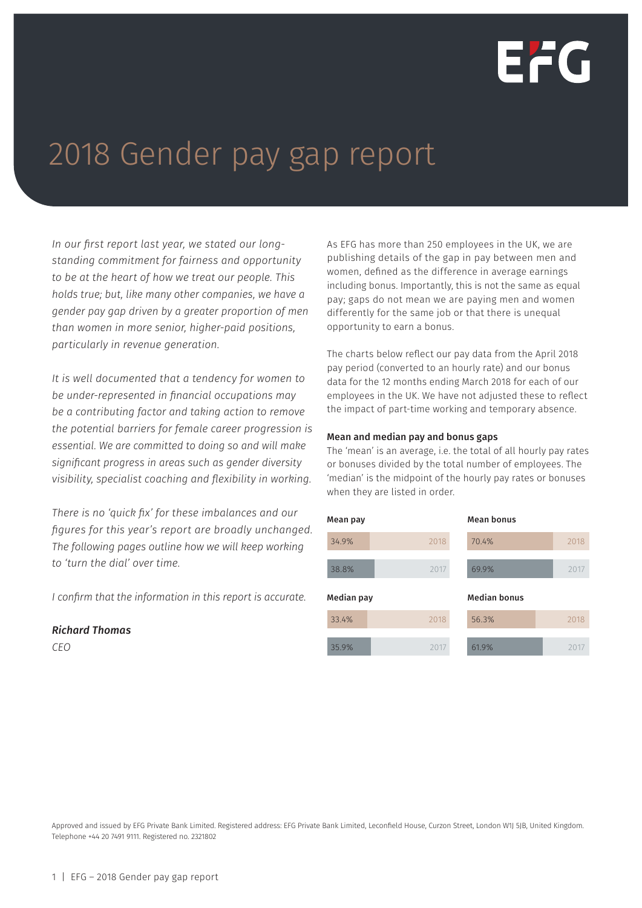# 2018 Gender pay gap report

*In our first report last year, we stated our long-standing commitment for fairness and opportunity to be at the heart of how we treat our people. This holds true; but, like many other companies, we have a gender pay gap driven by a greater proportion of men than women in more senior, higher-paid positions, particularly in revenue generation.*

*It is well documented that a tendency for women to be under-represented in financial occupations may be a contributing factor and taking action to remove the potential barriers for female career progression is essential. We are committed to doing so and will make significant progress in areas such as gender diversity visibility, specialist coaching and flexibility in working.*

*There is no 'quick fix' for these imbalances and our figures for this year's report are broadly unchanged. The following pages outline how we will keep working to 'turn the dial' over time.*

*I confirm that the information in this report is accurate.*

***Richard Thomas***
*CEO*

As EFG has more than 250 employees in the UK, we are publishing details of the gap in pay between men and women, defined as the difference in average earnings including bonus. Importantly, this is not the same as equal pay; gaps do not mean we are paying men and women differently for the same job or that there is unequal opportunity to earn a bonus.

The charts below reflect our pay data from the April 2018 pay period (converted to an hourly rate) and our bonus data for the 12 months ending March 2018 for each of our employees in the UK. We have not adjusted these to reflect the impact of part-time working and temporary absence.

### Mean and median pay and bonus gaps

The 'mean' is an average, i.e. the total of all hourly pay rates or bonuses divided by the total number of employees. The 'median' is the midpoint of the hourly pay rates or bonuses when they are listed in order.

| | 2018 | 2017 |
|---|---|---|
| Mean pay | 34.9% | 38.8% |
| Median pay | 33.4% | 35.9% |
| Mean bonus | 70.4% | 69.9% |
| Median bonus | 56.3% | 61.9% |

Approved and issued by EFG Private Bank Limited. Registered address: EFG Private Bank Limited, Leconfield House, Curzon Street, London W1J 5JB, United Kingdom. Telephone +44 20 7491 9111. Registered no. 2321802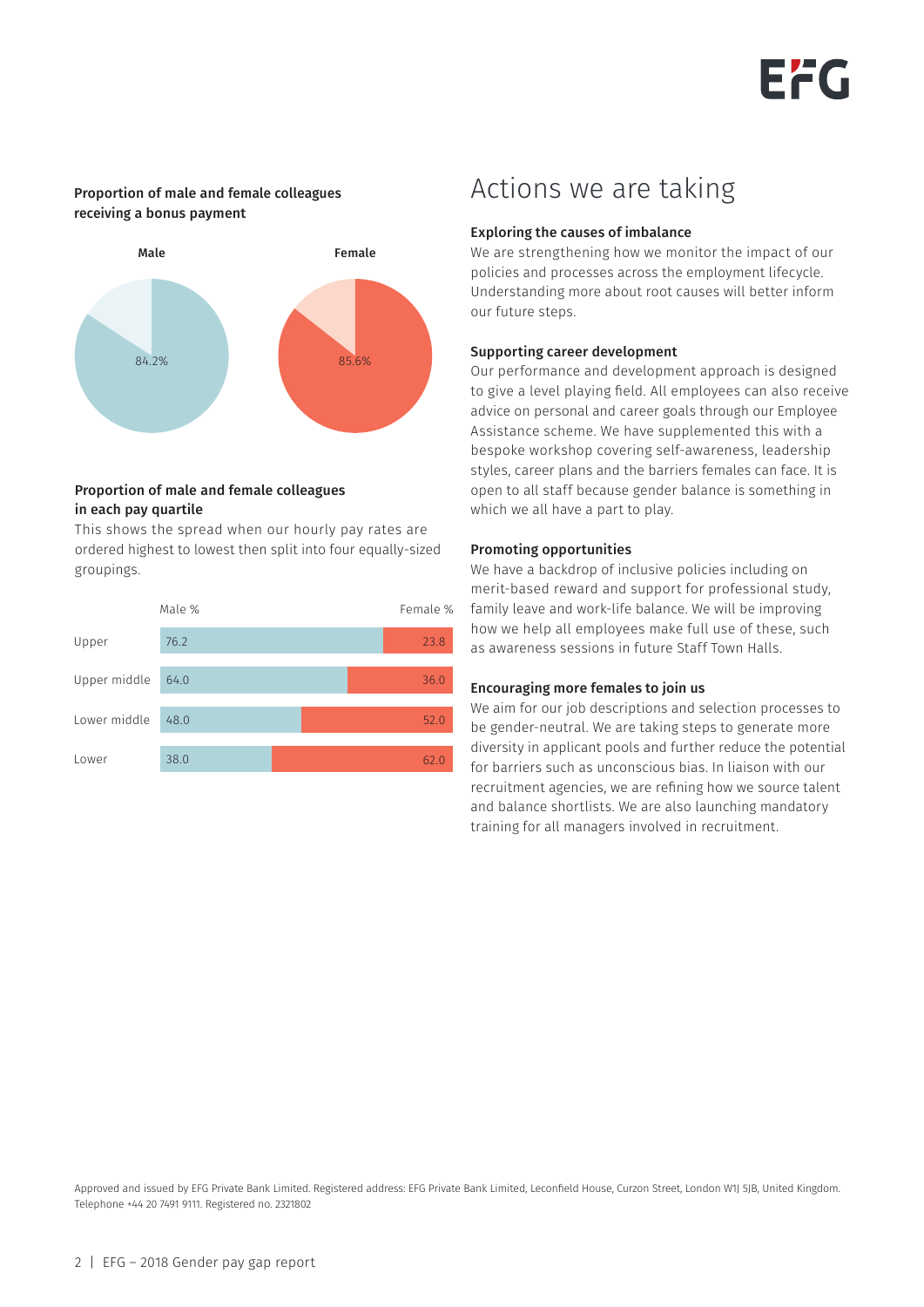**Proportion of male and female colleagues receiving a bonus payment**

Male

84.2%

Female

85.6%

**Proportion of male and female colleagues in each pay quartile**

This shows the spread when our hourly pay rates are ordered highest to lowest then split into four equally-sized groupings.

Male %
Female %

Upper 76.2 23.8

Upper middle 64.0 36.0

Lower middle 48.0 52.0

Lower 38.0 62.0

# Actions we are taking

**Exploring the causes of imbalance**

We are strengthening how we monitor the impact of our policies and processes across the employment lifecycle. Understanding more about root causes will better inform our future steps.

**Supporting career development**

Our performance and development approach is designed to give a level playing field. All employees can also receive advice on personal and career goals through our Employee Assistance scheme. We have supplemented this with a bespoke workshop covering self-awareness, leadership styles, career plans and the barriers females can face. It is open to all staff because gender balance is something in which we all have a part to play.

**Promoting opportunities**

We have a backdrop of inclusive policies including on merit-based reward and support for professional study, family leave and work-life balance. We will be improving how we help all employees make full use of these, such as awareness sessions in future Staff Town Halls.

**Encouraging more females to join us**

We aim for our job descriptions and selection processes to be gender-neutral. We are taking steps to generate more diversity in applicant pools and further reduce the potential for barriers such as unconscious bias. In liaison with our recruitment agencies, we are refining how we source talent and balance shortlists. We are also launching mandatory training for all managers involved in recruitment.

Approved and issued by EFG Private Bank Limited. Registered address: EFG Private Bank Limited, Leconfield House, Curzon Street, London W1J 5JB, United Kingdom. Telephone +44 20 7491 9111. Registered no. 2321802